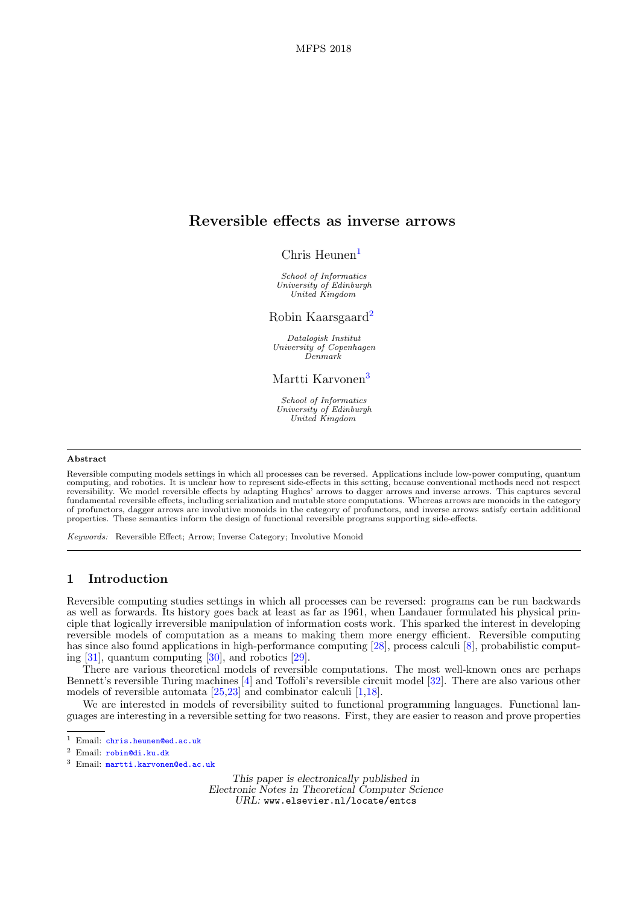# Reversible effects as inverse arrows

Chris Heunen[1]

*School of Informatics*
*University of Edinburgh*
*United Kingdom*

Robin Kaarsgaard[2]

*Datalogisk Institut*
*University of Copenhagen*
*Denmark*

Martti Karvonen[3]

*School of Informatics*
*University of Edinburgh*
*United Kingdom*

---

**Abstract**

Reversible computing models settings in which all processes can be reversed. Applications include low-power computing, quantum computing, and robotics. It is unclear how to represent side-effects in this setting, because conventional methods need not respect reversibility. We model reversible effects by adapting Hughes' arrows to dagger arrows and inverse arrows. This captures several fundamental reversible effects, including serialization and mutable store computations. Whereas arrows are monoids in the category of profunctors, dagger arrows are involutive monoids in the category of profunctors, and inverse arrows satisfy certain additional properties. These semantics inform the design of functional reversible programs supporting side-effects.

*Keywords:* Reversible Effect; Arrow; Inverse Category; Involutive Monoid

---

## 1 Introduction

Reversible computing studies settings in which all processes can be reversed: programs can be run backwards as well as forwards. Its history goes back at least as far as 1961, when Landauer formulated his physical principle that logically irreversible manipulation of information costs work. This sparked the interest in developing reversible models of computation as a means to making them more energy efficient. Reversible computing has since also found applications in high-performance computing [28], process calculi [8], probabilistic computing [31], quantum computing [30], and robotics [29].

There are various theoretical models of reversible computations. The most well-known ones are perhaps Bennett's reversible Turing machines [4] and Toffoli's reversible circuit model [32]. There are also various other models of reversible automata [25,23] and combinator calculi [1,18].

We are interested in models of reversibility suited to functional programming languages. Functional languages are interesting in a reversible setting for two reasons. First, they are easier to reason and prove properties

---

[1] Email: chris.heunen@ed.ac.uk

[2] Email: robin@di.ku.dk

[3] Email: martti.karvonen@ed.ac.uk

*This paper is electronically published in*
*Electronic Notes in Theoretical Computer Science*
*URL:* www.elsevier.nl/locate/entcs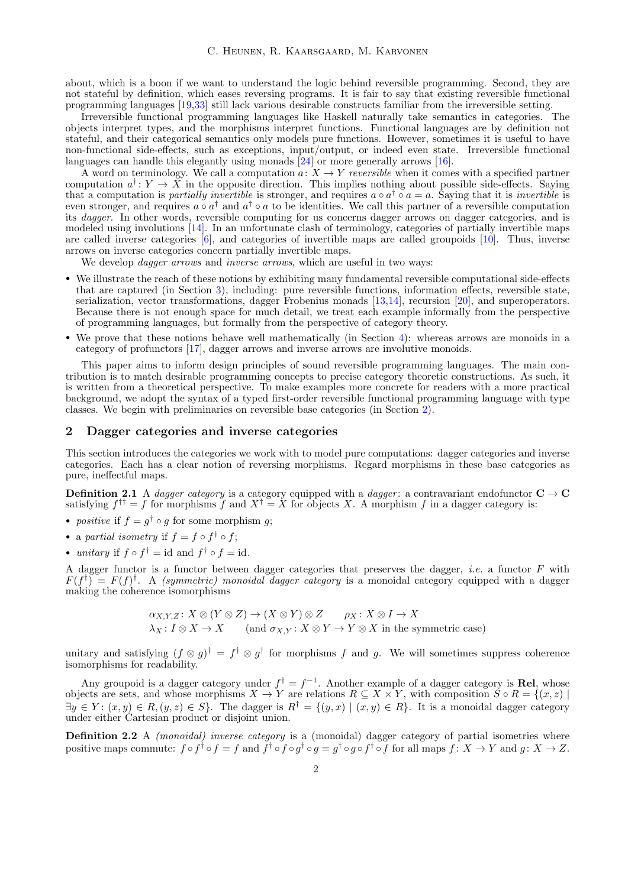about, which is a boon if we want to understand the logic behind reversible programming. Second, they are not stateful by definition, which eases reversing programs. It is fair to say that existing reversible functional programming languages [19,33] still lack various desirable constructs familiar from the irreversible setting.

Irreversible functional programming languages like Haskell naturally take semantics in categories. The objects interpret types, and the morphisms interpret functions. Functional languages are by definition not stateful, and their categorical semantics only models pure functions. However, sometimes it is useful to have non-functional side-effects, such as exceptions, input/output, or indeed even state. Irreversible functional languages can handle this elegantly using monads [24] or more generally arrows [16].

A word on terminology. We call a computation $a\colon X \to Y$ *reversible* when it comes with a specified partner computation $a^\dagger\colon Y \to X$ in the opposite direction. This implies nothing about possible side-effects. Saying that a computation is *partially invertible* is stronger, and requires $a \circ a^\dagger \circ a = a$. Saying that it is *invertible* is even stronger, and requires $a \circ a^\dagger$ and $a^\dagger \circ a$ to be identities. We call this partner of a reversible computation its *dagger*. In other words, reversible computing for us concerns dagger arrows on dagger categories, and is modeled using involutions [14]. In an unfortunate clash of terminology, categories of partially invertible maps are called inverse categories [6], and categories of invertible maps are called groupoids [10]. Thus, inverse arrows on inverse categories concern partially invertible maps.

We develop *dagger arrows* and *inverse arrows*, which are useful in two ways:

- We illustrate the reach of these notions by exhibiting many fundamental reversible computational side-effects that are captured (in Section 3), including: pure reversible functions, information effects, reversible state, serialization, vector transformations, dagger Frobenius monads [13,14], recursion [20], and superoperators. Because there is not enough space for much detail, we treat each example informally from the perspective of programming languages, but formally from the perspective of category theory.
- We prove that these notions behave well mathematically (in Section 4): whereas arrows are monoids in a category of profunctors [17], dagger arrows and inverse arrows are involutive monoids.

This paper aims to inform design principles of sound reversible programming languages. The main contribution is to match desirable programming concepts to precise category theoretic constructions. As such, it is written from a theoretical perspective. To make examples more concrete for readers with a more practical background, we adopt the syntax of a typed first-order reversible functional programming language with type classes. We begin with preliminaries on reversible base categories (in Section 2).

## 2 Dagger categories and inverse categories

This section introduces the categories we work with to model pure computations: dagger categories and inverse categories. Each has a clear notion of reversing morphisms. Regard morphisms in these base categories as pure, ineffectful maps.

**Definition 2.1** A *dagger category* is a category equipped with a *dagger*: a contravariant endofunctor $\mathbf{C} \to \mathbf{C}$ satisfying $f^{\dagger\dagger} = f$ for morphisms $f$ and $X^\dagger = X$ for objects $X$. A morphism $f$ in a dagger category is:

- *positive* if $f = g^\dagger \circ g$ for some morphism $g$;
- a *partial isometry* if $f = f \circ f^\dagger \circ f$;
- *unitary* if $f \circ f^\dagger = \mathrm{id}$ and $f^\dagger \circ f = \mathrm{id}$.

A dagger functor is a functor between dagger categories that preserves the dagger, *i.e.* a functor $F$ with $F(f^\dagger) = F(f)^\dagger$. A *(symmetric) monoidal dagger category* is a monoidal category equipped with a dagger making the coherence isomorphisms

$$\alpha_{X,Y,Z}\colon X \otimes (Y \otimes Z) \to (X \otimes Y) \otimes Z \qquad \rho_X\colon X \otimes I \to X$$
$$\lambda_X\colon I \otimes X \to X \qquad \text{(and } \sigma_{X,Y}\colon X \otimes Y \to Y \otimes X \text{ in the symmetric case)}$$

unitary and satisfying $(f \otimes g)^\dagger = f^\dagger \otimes g^\dagger$ for morphisms $f$ and $g$. We will sometimes suppress coherence isomorphisms for readability.

Any groupoid is a dagger category under $f^\dagger = f^{-1}$. Another example of a dagger category is $\mathbf{Rel}$, whose objects are sets, and whose morphisms $X \to Y$ are relations $R \subseteq X \times Y$, with composition $S \circ R = \{(x,z) \mid \exists y \in Y\colon (x,y) \in R, (y,z) \in S\}$. The dagger is $R^\dagger = \{(y,x) \mid (x,y) \in R\}$. It is a monoidal dagger category under either Cartesian product or disjoint union.

**Definition 2.2** A *(monoidal) inverse category* is a (monoidal) dagger category of partial isometries where positive maps commute: $f \circ f^\dagger \circ f = f$ and $f^\dagger \circ f \circ g^\dagger \circ g = g^\dagger \circ g \circ f^\dagger \circ f$ for all maps $f\colon X \to Y$ and $g\colon X \to Z$.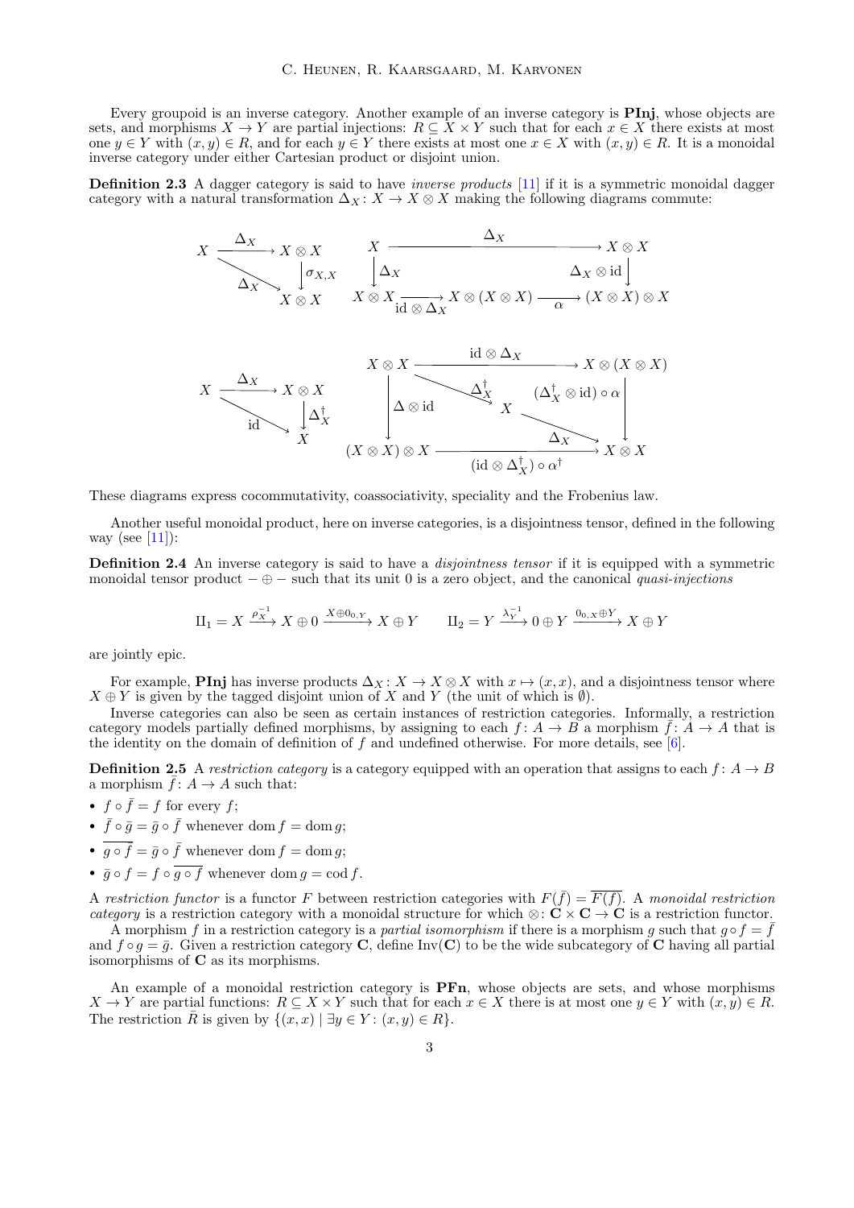Every groupoid is an inverse category. Another example of an inverse category is **PInj**, whose objects are sets, and morphisms $X \to Y$ are partial injections: $R \subseteq X \times Y$ such that for each $x \in X$ there exists at most one $y \in Y$ with $(x,y) \in R$, and for each $y \in Y$ there exists at most one $x \in X$ with $(x,y) \in R$. It is a monoidal inverse category under either Cartesian product or disjoint union.

**Definition 2.3** A dagger category is said to have *inverse products* [11] if it is a symmetric monoidal dagger category with a natural transformation $\Delta_X \colon X \to X \otimes X$ making the following diagrams commute:

$$
\begin{array}{ccc}
X & \xrightarrow{\Delta_X} & X \otimes X \\
& \searrow^{\Delta_X} & \downarrow{\scriptstyle \sigma_{X,X}} \\
& & X \otimes X
\end{array}
\qquad\qquad
\begin{array}{ccccc}
X & & \xrightarrow{\Delta_X} & & X \otimes X \\
\downarrow{\scriptstyle \Delta_X} & & & & \downarrow{\scriptstyle \Delta_X \otimes \mathrm{id}} \\
X \otimes X & \xrightarrow[\mathrm{id} \otimes \Delta_X]{} & X \otimes (X \otimes X) & \xrightarrow[\alpha]{} & (X \otimes X) \otimes X
\end{array}
$$

$$
\begin{array}{ccc}
X & \xrightarrow{\Delta_X} & X \otimes X \\
& \searrow_{\mathrm{id}} & \downarrow{\scriptstyle \Delta_X^\dagger} \\
& & X
\end{array}
\qquad\qquad
\begin{array}{ccccc}
X \otimes X & & \xrightarrow{\mathrm{id} \otimes \Delta_X} & & X \otimes (X \otimes X) \\
\downarrow{\scriptstyle \Delta \otimes \mathrm{id}} & \searrow^{\Delta_X^\dagger} & & & \downarrow{\scriptstyle (\Delta_X^\dagger \otimes \mathrm{id}) \circ \alpha} \\
& & X & \searrow^{\Delta_X} & \\
(X \otimes X) \otimes X & & \xrightarrow[(\mathrm{id} \otimes \Delta_X^\dagger) \circ \alpha^\dagger]{} & & X \otimes X
\end{array}
$$

These diagrams express cocommutativity, coassociativity, speciality and the Frobenius law.

Another useful monoidal product, here on inverse categories, is a disjointness tensor, defined in the following way (see [11]):

**Definition 2.4** An inverse category is said to have a *disjointness tensor* if it is equipped with a symmetric monoidal tensor product $- \oplus -$ such that its unit 0 is a zero object, and the canonical *quasi-injections*

$$
\amalg_1 = X \xrightarrow{\rho_X^{-1}} X \oplus 0 \xrightarrow{X \oplus 0_{0,Y}} X \oplus Y \qquad \amalg_2 = Y \xrightarrow{\lambda_Y^{-1}} 0 \oplus Y \xrightarrow{0_{0,X} \oplus Y} X \oplus Y
$$

are jointly epic.

For example, **PInj** has inverse products $\Delta_X \colon X \to X \otimes X$ with $x \mapsto (x,x)$, and a disjointness tensor where $X \oplus Y$ is given by the tagged disjoint union of $X$ and $Y$ (the unit of which is $\emptyset$).

Inverse categories can also be seen as certain instances of restriction categories. Informally, a restriction category models partially defined morphisms, by assigning to each $f \colon A \to B$ a morphism $\bar{f} \colon A \to A$ that is the identity on the domain of definition of $f$ and undefined otherwise. For more details, see [6].

**Definition 2.5** A *restriction category* is a category equipped with an operation that assigns to each $f \colon A \to B$ a morphism $\bar{f} \colon A \to A$ such that:

- $f \circ \bar{f} = f$ for every $f$;
- $\bar{f} \circ \bar{g} = \bar{g} \circ \bar{f}$ whenever $\operatorname{dom} f = \operatorname{dom} g$;
- $\overline{g \circ \bar{f}} = \bar{g} \circ \bar{f}$ whenever $\operatorname{dom} f = \operatorname{dom} g$;
- $\bar{g} \circ f = f \circ \overline{g \circ f}$ whenever $\operatorname{dom} g = \operatorname{cod} f$.

A *restriction functor* is a functor $F$ between restriction categories with $F(\bar{f}) = \overline{F(f)}$. A *monoidal restriction category* is a restriction category with a monoidal structure for which $\otimes \colon \mathbf{C} \times \mathbf{C} \to \mathbf{C}$ is a restriction functor.

A morphism $f$ in a restriction category is a *partial isomorphism* if there is a morphism $g$ such that $g \circ f = \bar{f}$ and $f \circ g = \bar{g}$. Given a restriction category $\mathbf{C}$, define $\mathrm{Inv}(\mathbf{C})$ to be the wide subcategory of $\mathbf{C}$ having all partial isomorphisms of $\mathbf{C}$ as its morphisms.

An example of a monoidal restriction category is **PFn**, whose objects are sets, and whose morphisms $X \to Y$ are partial functions: $R \subseteq X \times Y$ such that for each $x \in X$ there is at most one $y \in Y$ with $(x,y) \in R$. The restriction $\bar{R}$ is given by $\{(x,x) \mid \exists y \in Y \colon (x,y) \in R\}$.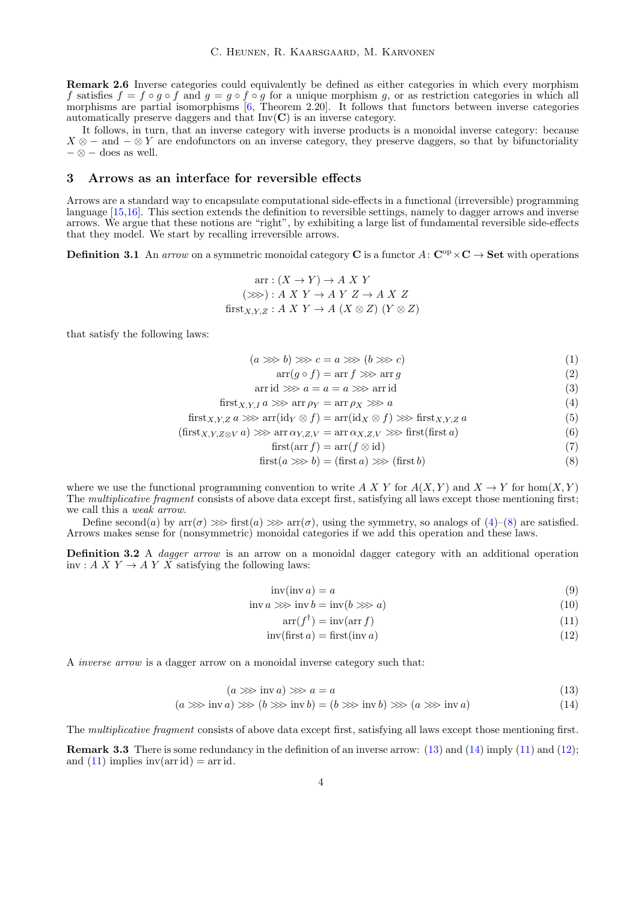**Remark 2.6** Inverse categories could equivalently be defined as either categories in which every morphism $f$ satisfies $f = f \circ g \circ f$ and $g = g \circ f \circ g$ for a unique morphism $g$, or as restriction categories in which all morphisms are partial isomorphisms [6, Theorem 2.20]. It follows that functors between inverse categories automatically preserve daggers and that $\mathrm{Inv}(\mathbf{C})$ is an inverse category.

It follows, in turn, that an inverse category with inverse products is a monoidal inverse category: because $X \otimes -$ and $- \otimes Y$ are endofunctors on an inverse category, they preserve daggers, so that by bifunctoriality $- \otimes -$ does as well.

## 3 Arrows as an interface for reversible effects

Arrows are a standard way to encapsulate computational side-effects in a functional (irreversible) programming language [15,16]. This section extends the definition to reversible settings, namely to dagger arrows and inverse arrows. We argue that these notions are "right", by exhibiting a large list of fundamental reversible side-effects that they model. We start by recalling irreversible arrows.

**Definition 3.1** An *arrow* on a symmetric monoidal category $\mathbf{C}$ is a functor $A\colon \mathbf{C}^{\mathrm{op}} \times \mathbf{C} \to \mathbf{Set}$ with operations

$$
\begin{aligned}
\mathrm{arr} &: (X \to Y) \to A\ X\ Y \\
(\ggg) &: A\ X\ Y \to A\ Y\ Z \to A\ X\ Z \\
\mathrm{first}_{X,Y,Z} &: A\ X\ Y \to A\ (X \otimes Z)\ (Y \otimes Z)
\end{aligned}
$$

that satisfy the following laws:

$$(a \ggg b) \ggg c = a \ggg (b \ggg c) \tag{1}$$

$$\mathrm{arr}(g \circ f) = \mathrm{arr}\, f \ggg \mathrm{arr}\, g \tag{2}$$

$$\mathrm{arr}\,\mathrm{id} \ggg a = a = a \ggg \mathrm{arr}\,\mathrm{id} \tag{3}$$

$$\mathrm{first}_{X,Y,I}\, a \ggg \mathrm{arr}\, \rho_Y = \mathrm{arr}\, \rho_X \ggg a \tag{4}$$

$$\mathrm{first}_{X,Y,Z}\, a \ggg \mathrm{arr}(\mathrm{id}_Y \otimes f) = \mathrm{arr}(\mathrm{id}_X \otimes f) \ggg \mathrm{first}_{X,Y,Z}\, a \tag{5}$$

$$(\mathrm{first}_{X,Y,Z \otimes V}\, a) \ggg \mathrm{arr}\, \alpha_{Y,Z,V} = \mathrm{arr}\, \alpha_{X,Z,V} \ggg \mathrm{first}(\mathrm{first}\, a) \tag{6}$$

$$\mathrm{first}(\mathrm{arr}\, f) = \mathrm{arr}(f \otimes \mathrm{id}) \tag{7}$$

$$\mathrm{first}(a \ggg b) = (\mathrm{first}\, a) \ggg (\mathrm{first}\, b) \tag{8}$$

where we use the functional programming convention to write $A\ X\ Y$ for $A(X, Y)$ and $X \to Y$ for $\hom(X, Y)$ The *multiplicative fragment* consists of above data except first, satisfying all laws except those mentioning first; we call this a *weak arrow*.

Define $\mathrm{second}(a)$ by $\mathrm{arr}(\sigma) \ggg \mathrm{first}(a) \ggg \mathrm{arr}(\sigma)$, using the symmetry, so analogs of (4)–(8) are satisfied. Arrows makes sense for (nonsymmetric) monoidal categories if we add this operation and these laws.

**Definition 3.2** A *dagger arrow* is an arrow on a monoidal dagger category with an additional operation $\mathrm{inv} : A\ X\ Y \to A\ Y\ X$ satisfying the following laws:

$$\mathrm{inv}(\mathrm{inv}\, a) = a \tag{9}$$

$$\mathrm{inv}\, a \ggg \mathrm{inv}\, b = \mathrm{inv}(b \ggg a) \tag{10}$$

$$\mathrm{arr}(f^\dagger) = \mathrm{inv}(\mathrm{arr}\, f) \tag{11}$$

$$\mathrm{inv}(\mathrm{first}\, a) = \mathrm{first}(\mathrm{inv}\, a) \tag{12}$$

A *inverse arrow* is a dagger arrow on a monoidal inverse category such that:

$$(a \ggg \mathrm{inv}\, a) \ggg a = a \tag{13}$$

$$(a \ggg \mathrm{inv}\, a) \ggg (b \ggg \mathrm{inv}\, b) = (b \ggg \mathrm{inv}\, b) \ggg (a \ggg \mathrm{inv}\, a) \tag{14}$$

The *multiplicative fragment* consists of above data except first, satisfying all laws except those mentioning first.

**Remark 3.3** There is some redundancy in the definition of an inverse arrow: (13) and (14) imply (11) and (12); and (11) implies $\mathrm{inv}(\mathrm{arr}\,\mathrm{id}) = \mathrm{arr}\,\mathrm{id}$.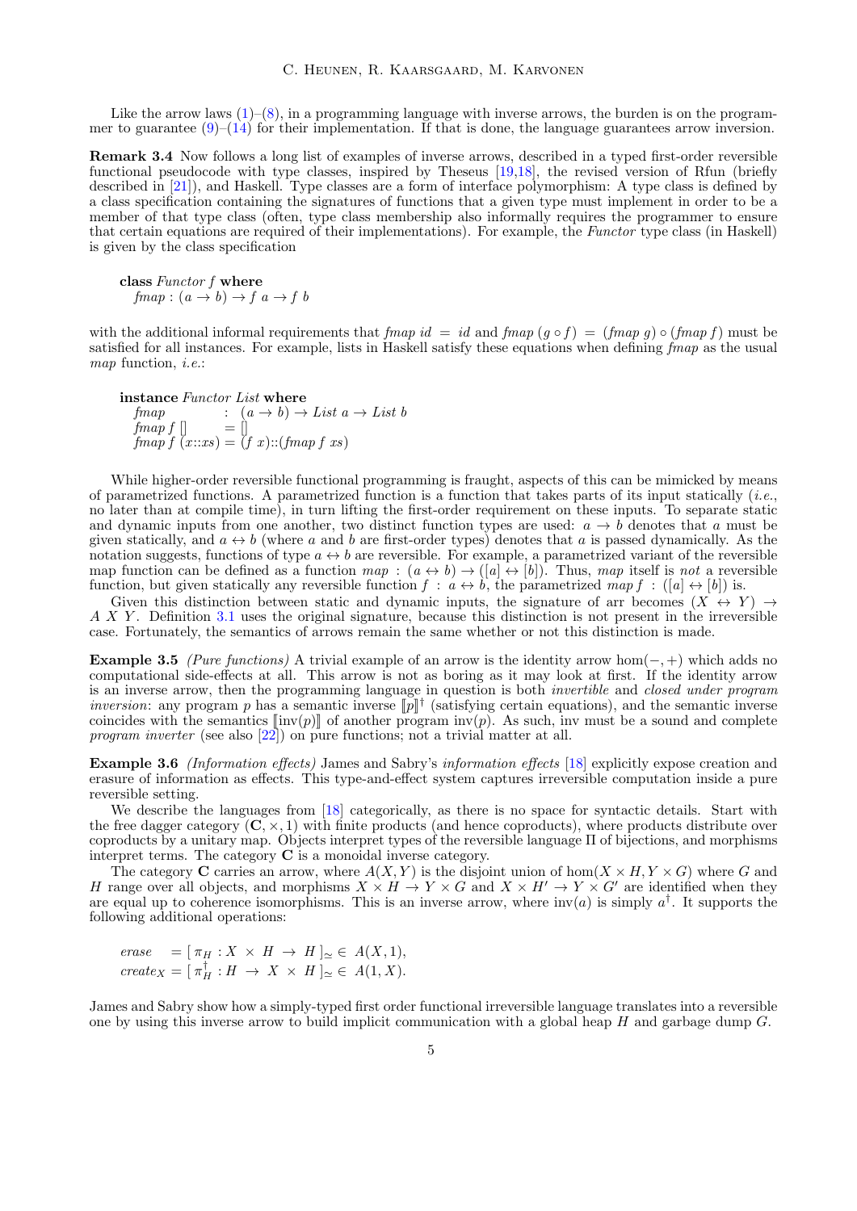Like the arrow laws (1)–(8), in a programming language with inverse arrows, the burden is on the programmer to guarantee (9)–(14) for their implementation. If that is done, the language guarantees arrow inversion.

**Remark 3.4** Now follows a long list of examples of inverse arrows, described in a typed first-order reversible functional pseudocode with type classes, inspired by Theseus [19,18], the revised version of Rfun (briefly described in [21]), and Haskell. Type classes are a form of interface polymorphism: A type class is defined by a class specification containing the signatures of functions that a given type must implement in order to be a member of that type class (often, type class membership also informally requires the programmer to ensure that certain equations are required of their implementations). For example, the *Functor* type class (in Haskell) is given by the class specification

$$
\begin{array}{l}
\textbf{class}\ \textit{Functor}\ f\ \textbf{where} \\
\quad \textit{fmap} : (a \to b) \to f\ a \to f\ b
\end{array}
$$

with the additional informal requirements that $\textit{fmap}\ \textit{id} = \textit{id}$ and $\textit{fmap}\ (g \circ f) = (\textit{fmap}\ g) \circ (\textit{fmap}\ f)$ must be satisfied for all instances. For example, lists in Haskell satisfy these equations when defining *fmap* as the usual *map* function, *i.e.*:

$$
\begin{array}{lcl}
\multicolumn{3}{l}{\textbf{instance}\ \textit{Functor}\ \textit{List}\ \textbf{where}} \\
\quad \textit{fmap} & : & (a \to b) \to \textit{List}\ a \to \textit{List}\ b \\
\quad \textit{fmap}\ f\ [] & = & [] \\
\quad \textit{fmap}\ f\ (x{::}xs) & = & (f\ x){::}(\textit{fmap}\ f\ xs)
\end{array}
$$

While higher-order reversible functional programming is fraught, aspects of this can be mimicked by means of parametrized functions. A parametrized function is a function that takes parts of its input statically (*i.e.*, no later than at compile time), in turn lifting the first-order requirement on these inputs. To separate static and dynamic inputs from one another, two distinct function types are used: $a \to b$ denotes that $a$ must be given statically, and $a \leftrightarrow b$ (where $a$ and $b$ are first-order types) denotes that $a$ is passed dynamically. As the notation suggests, functions of type $a \leftrightarrow b$ are reversible. For example, a parametrized variant of the reversible map function can be defined as a function $\textit{map} : (a \leftrightarrow b) \to ([a] \leftrightarrow [b])$. Thus, *map* itself is *not* a reversible function, but given statically any reversible function $f : a \leftrightarrow b$, the parametrized $\textit{map}\ f : ([a] \leftrightarrow [b])$ is.

Given this distinction between static and dynamic inputs, the signature of arr becomes $(X \leftrightarrow Y) \to A\ X\ Y$. Definition 3.1 uses the original signature, because this distinction is not present in the irreversible case. Fortunately, the semantics of arrows remain the same whether or not this distinction is made.

**Example 3.5** *(Pure functions)* A trivial example of an arrow is the identity arrow $\hom(-,+)$ which adds no computational side-effects at all. This arrow is not as boring as it may look at first. If the identity arrow is an inverse arrow, then the programming language in question is both *invertible* and *closed under program inversion*: any program $p$ has a semantic inverse $[\![p]\!]^\dagger$ (satisfying certain equations), and the semantic inverse coincides with the semantics $[\![\mathrm{inv}(p)]\!]$ of another program $\mathrm{inv}(p)$. As such, inv must be a sound and complete *program inverter* (see also [22]) on pure functions; not a trivial matter at all.

**Example 3.6** *(Information effects)* James and Sabry's *information effects* [18] explicitly expose creation and erasure of information as effects. This type-and-effect system captures irreversible computation inside a pure reversible setting.

We describe the languages from [18] categorically, as there is no space for syntactic details. Start with the free dagger category $(\mathbf{C}, \times, 1)$ with finite products (and hence coproducts), where products distribute over coproducts by a unitary map. Objects interpret types of the reversible language $\Pi$ of bijections, and morphisms interpret terms. The category $\mathbf{C}$ is a monoidal inverse category.

The category $\mathbf{C}$ carries an arrow, where $A(X,Y)$ is the disjoint union of $\hom(X \times H, Y \times G)$ where $G$ and $H$ range over all objects, and morphisms $X \times H \to Y \times G$ and $X \times H' \to Y \times G'$ are identified when they are equal up to coherence isomorphisms. This is an inverse arrow, where $\mathrm{inv}(a)$ is simply $a^\dagger$. It supports the following additional operations:

$$
\begin{array}{ll}
\textit{erase} & = [\, \pi_H : X \times H \to H \,]_\simeq \in A(X,1), \\
\textit{create}_X & = [\, \pi_H^\dagger : H \to X \times H \,]_\simeq \in A(1,X).
\end{array}
$$

James and Sabry show how a simply-typed first order functional irreversible language translates into a reversible one by using this inverse arrow to build implicit communication with a global heap $H$ and garbage dump $G$.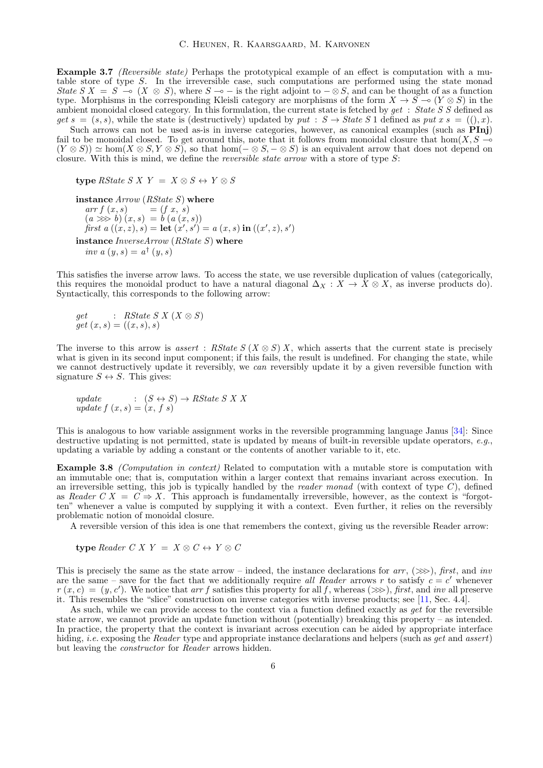**Example 3.7** *(Reversible state)* Perhaps the prototypical example of an effect is computation with a mutable store of type $S$. In the irreversible case, such computations are performed using the state monad $State\ S\ X = S \multimap (X \otimes S)$, where $S \multimap -$ is the right adjoint to $- \otimes S$, and can be thought of as a function type. Morphisms in the corresponding Kleisli category are morphisms of the form $X \to S \multimap (Y \otimes S)$ in the ambient monoidal closed category. In this formulation, the current state is fetched by $get : State\ S\ S$ defined as $get\ s = (s, s)$, while the state is (destructively) updated by $put : S \to State\ S\ 1$ defined as $put\ x\ s = ((), x)$.

Such arrows can not be used as-is in inverse categories, however, as canonical examples (such as **PInj**) fail to be monoidal closed. To get around this, note that it follows from monoidal closure that $\hom(X, S \multimap (Y \otimes S)) \simeq \hom(X \otimes S, Y \otimes S)$, so that $\hom(- \otimes S, - \otimes S)$ is an equivalent arrow that does not depend on closure. With this is mind, we define the *reversible state arrow* with a store of type $S$:

$$
\begin{array}{l}
\textbf{type}\ RState\ S\ X\ Y\ =\ X \otimes S \leftrightarrow Y \otimes S \\[6pt]
\textbf{instance}\ Arrow\ (RState\ S)\ \textbf{where} \\
\quad arr\ f\ (x, s) \quad\quad = (f\ x,\ s) \\
\quad (a \ggg b)\ (x, s)\ = b\ (a\ (x, s)) \\
\quad first\ a\ ((x, z), s) = \textbf{let}\ (x', s') = a\ (x, s)\ \textbf{in}\ ((x', z), s') \\
\textbf{instance}\ InverseArrow\ (RState\ S)\ \textbf{where} \\
\quad inv\ a\ (y, s) = a^\dagger\ (y, s)
\end{array}
$$

This satisfies the inverse arrow laws. To access the state, we use reversible duplication of values (categorically, this requires the monoidal product to have a natural diagonal $\Delta_X : X \to X \otimes X$, as inverse products do). Syntactically, this corresponds to the following arrow:

$$
\begin{array}{l}
get \quad\quad\ \ :\ RState\ S\ X\ (X \otimes S) \\
get\ (x, s) = ((x, s), s)
\end{array}
$$

The inverse to this arrow is $assert : RState\ S\ (X \otimes S)\ X$, which asserts that the current state is precisely what is given in its second input component; if this fails, the result is undefined. For changing the state, while we cannot destructively update it reversibly, we *can* reversibly update it by a given reversible function with signature $S \leftrightarrow S$. This gives:

$$
\begin{array}{l}
update \quad\quad\quad :\ (S \leftrightarrow S) \to RState\ S\ X\ X \\
update\ f\ (x, s) = (x,\ f\ s)
\end{array}
$$

This is analogous to how variable assignment works in the reversible programming language Janus [34]: Since destructive updating is not permitted, state is updated by means of built-in reversible update operators, *e.g.*, updating a variable by adding a constant or the contents of another variable to it, etc.

**Example 3.8** *(Computation in context)* Related to computation with a mutable store is computation with an immutable one; that is, computation within a larger context that remains invariant across execution. In an irreversible setting, this job is typically handled by the *reader monad* (with context of type $C$), defined as $Reader\ C\ X = C \Rightarrow X$. This approach is fundamentally irreversible, however, as the context is "forgotten" whenever a value is computed by supplying it with a context. Even further, it relies on the reversibly problematic notion of monoidal closure.

A reversible version of this idea is one that remembers the context, giving us the reversible Reader arrow:

$$
\textbf{type}\ Reader\ C\ X\ Y\ =\ X \otimes C \leftrightarrow Y \otimes C
$$

This is precisely the same as the state arrow – indeed, the instance declarations for $arr$, $(\ggg)$, $first$, and $inv$ are the same – save for the fact that we additionally require *all Reader* arrows $r$ to satisfy $c = c'$ whenever $r\ (x, c) = (y, c')$. We notice that $arr\ f$ satisfies this property for all $f$, whereas $(\ggg)$, $first$, and $inv$ all preserve it. This resembles the "slice" construction on inverse categories with inverse products; see [11, Sec. 4.4].

As such, while we can provide access to the context via a function defined exactly as $get$ for the reversible state arrow, we cannot provide an update function without (potentially) breaking this property – as intended. In practice, the property that the context is invariant across execution can be aided by appropriate interface hiding, *i.e.* exposing the *Reader* type and appropriate instance declarations and helpers (such as $get$ and $assert$) but leaving the *constructor* for *Reader* arrows hidden.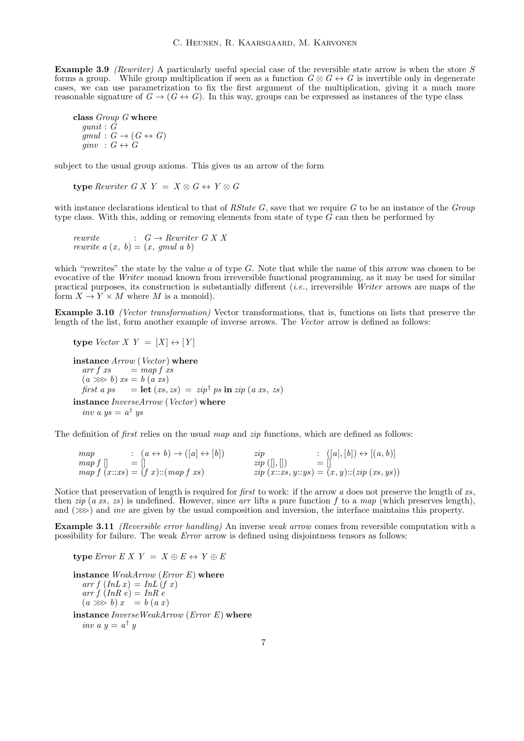**Example 3.9** *(Rewriter)* A particularly useful special case of the reversible state arrow is when the store $S$ forms a group. While group multiplication if seen as a function $G \otimes G \leftrightarrow G$ is invertible only in degenerate cases, we can use parametrization to fix the first argument of the multiplication, giving it a much more reasonable signature of $G \to (G \leftrightarrow G)$. In this way, groups can be expressed as instances of the type class

```
class Group G where
  gunit : G
  gmul  : G → (G ↔ G)
  ginv  : G ↔ G
```

subject to the usual group axioms. This gives us an arrow of the form

```
type Rewriter G X Y = X ⊗ G ↔ Y ⊗ G
```

with instance declarations identical to that of *RState G*, save that we require $G$ to be an instance of the *Group* type class. With this, adding or removing elements from state of type $G$ can then be performed by

```
rewrite            : G → Rewriter G X X
rewrite a (x, b) = (x, gmul a b)
```

which "rewrites" the state by the value $a$ of type $G$. Note that while the name of this arrow was chosen to be evocative of the *Writer* monad known from irreversible functional programming, as it may be used for similar practical purposes, its construction is substantially different (*i.e.*, irreversible *Writer* arrows are maps of the form $X \to Y \times M$ where $M$ is a monoid).

**Example 3.10** *(Vector transformation)* Vector transformations, that is, functions on lists that preserve the length of the list, form another example of inverse arrows. The *Vector* arrow is defined as follows:

```
type Vector X Y = [X] ↔ [Y]

instance Arrow (Vector) where
  arr f xs     = map f xs
  (a >>> b) xs = b (a xs)
  first a ps   = let (xs, zs) = zip† ps in zip (a xs, zs)
instance InverseArrow (Vector) where
  inv a ys = a† ys
```

The definition of *first* relies on the usual *map* and *zip* functions, which are defined as follows:

```
map              : (a ↔ b) → ([a] ↔ [b])
map f []         = []
map f (x::xs)    = (f x)::(map f xs)

zip                  : ([a], [b]) ↔ [(a, b)]
zip ([], [])         = []
zip (x::xs, y::ys)   = (x, y)::(zip (xs, ys))
```

Notice that preservation of length is required for *first* to work: if the arrow $a$ does not preserve the length of $xs$, then $zip\ (a\ xs,\ zs)$ is undefined. However, since *arr* lifts a pure function $f$ to a *map* (which preserves length), and $(\ggg)$ and *inv* are given by the usual composition and inversion, the interface maintains this property.

**Example 3.11** *(Reversible error handling)* An inverse *weak arrow* comes from reversible computation with a possibility for failure. The weak *Error* arrow is defined using disjointness tensors as follows:

```
type Error E X Y = X ⊕ E ↔ Y ⊕ E

instance WeakArrow (Error E) where
  arr f (InL x) = InL (f x)
  arr f (InR e) = InR e
  (a >>> b) x   = b (a x)
instance InverseWeakArrow (Error E) where
  inv a y = a† y
```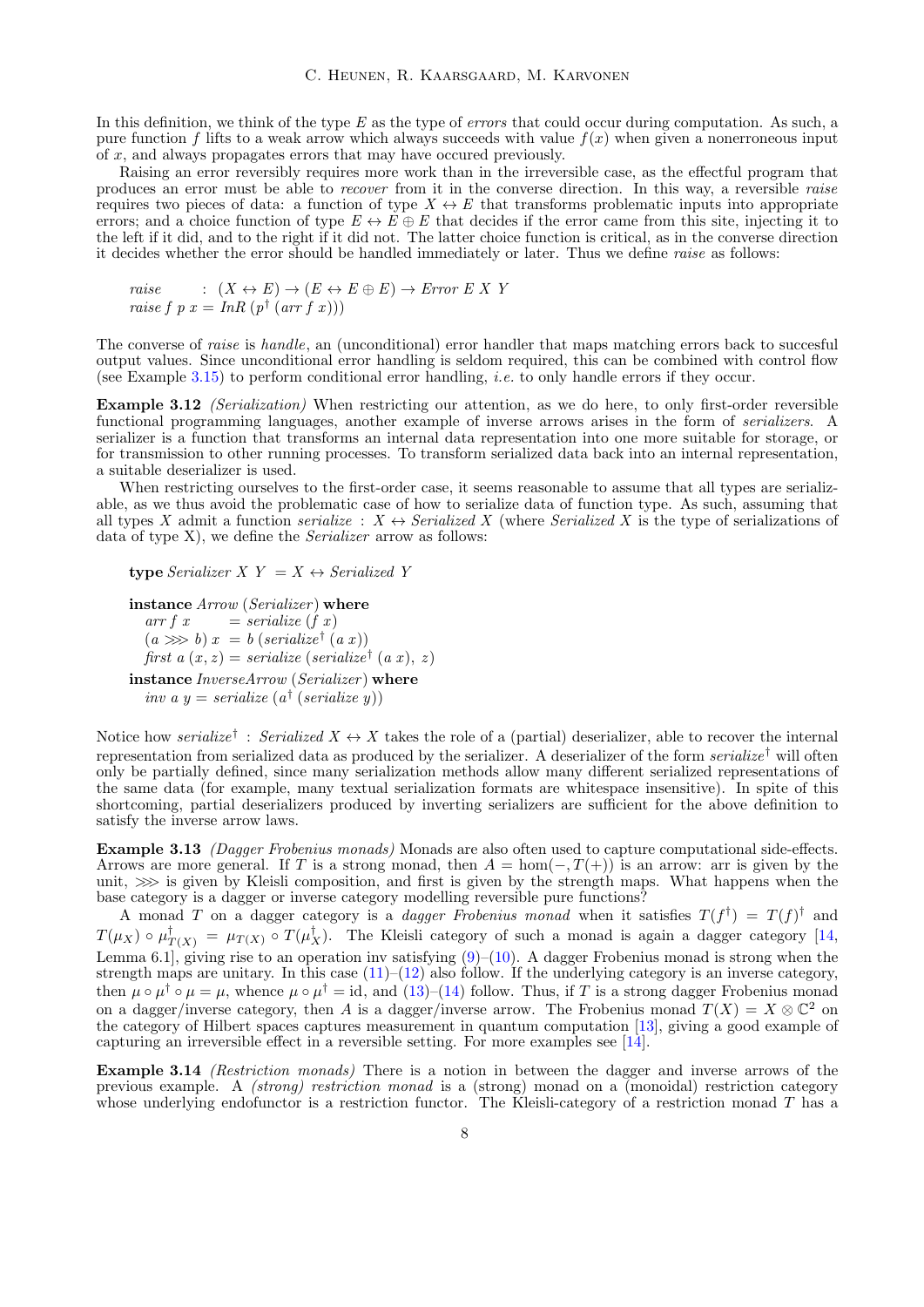In this definition, we think of the type $E$ as the type of *errors* that could occur during computation. As such, a pure function $f$ lifts to a weak arrow which always succeeds with value $f(x)$ when given a nonerroneous input of $x$, and always propagates errors that may have occured previously.

Raising an error reversibly requires more work than in the irreversible case, as the effectful program that produces an error must be able to *recover* from it in the converse direction. In this way, a reversible *raise* requires two pieces of data: a function of type $X \leftrightarrow E$ that transforms problematic inputs into appropriate errors; and a choice function of type $E \leftrightarrow E \oplus E$ that decides if the error came from this site, injecting it to the left if it did, and to the right if it did not. The latter choice function is critical, as in the converse direction it decides whether the error should be handled immediately or later. Thus we define *raise* as follows:

$$
\begin{aligned}
&\mathit{raise} \quad : (X \leftrightarrow E) \rightarrow (E \leftrightarrow E \oplus E) \rightarrow \mathit{Error}\ E\ X\ Y \\
&\mathit{raise}\ f\ p\ x = \mathit{InR}\ (p^{\dagger}\ (\mathit{arr}\ f\ x)))
\end{aligned}
$$

The converse of *raise* is *handle*, an (unconditional) error handler that maps matching errors back to succesful output values. Since unconditional error handling is seldom required, this can be combined with control flow (see Example 3.15) to perform conditional error handling, *i.e.* to only handle errors if they occur.

**Example 3.12** *(Serialization)* When restricting our attention, as we do here, to only first-order reversible functional programming languages, another example of inverse arrows arises in the form of *serializers*. A serializer is a function that transforms an internal data representation into one more suitable for storage, or for transmission to other running processes. To transform serialized data back into an internal representation, a suitable deserializer is used.

When restricting ourselves to the first-order case, it seems reasonable to assume that all types are serializable, as we thus avoid the problematic case of how to serialize data of function type. As such, assuming that all types $X$ admit a function $\mathit{serialize} : X \leftrightarrow \mathit{Serialized}\ X$ (where $\mathit{Serialized}\ X$ is the type of serializations of data of type X), we define the *Serializer* arrow as follows:

```
type Serializer X Y = X ↔ Serialized Y

instance Arrow (Serializer) where
  arr f x       = serialize (f x)
  (a >>> b) x   = b (serialize† (a x))
  first a (x, z) = serialize (serialize† (a x), z)
instance InverseArrow (Serializer) where
  inv a y = serialize (a† (serialize y))
```

Notice how $\mathit{serialize}^{\dagger} : \mathit{Serialized}\ X \leftrightarrow X$ takes the role of a (partial) deserializer, able to recover the internal representation from serialized data as produced by the serializer. A deserializer of the form $\mathit{serialize}^{\dagger}$ will often only be partially defined, since many serialization methods allow many different serialized representations of the same data (for example, many textual serialization formats are whitespace insensitive). In spite of this shortcoming, partial deserializers produced by inverting serializers are sufficient for the above definition to satisfy the inverse arrow laws.

**Example 3.13** *(Dagger Frobenius monads)* Monads are also often used to capture computational side-effects. Arrows are more general. If $T$ is a strong monad, then $A = \hom(-, T(+))$ is an arrow: arr is given by the unit, $\ggg$ is given by Kleisli composition, and first is given by the strength maps. What happens when the base category is a dagger or inverse category modelling reversible pure functions?

A monad $T$ on a dagger category is a *dagger Frobenius monad* when it satisfies $T(f^{\dagger}) = T(f)^{\dagger}$ and $T(\mu_X) \circ \mu^{\dagger}_{T(X)} = \mu_{T(X)} \circ T(\mu^{\dagger}_X)$. The Kleisli category of such a monad is again a dagger category [14, Lemma 6.1], giving rise to an operation inv satisfying (9)–(10). A dagger Frobenius monad is strong when the strength maps are unitary. In this case (11)–(12) also follow. If the underlying category is an inverse category, then $\mu \circ \mu^{\dagger} \circ \mu = \mu$, whence $\mu \circ \mu^{\dagger} = \mathrm{id}$, and (13)–(14) follow. Thus, if $T$ is a strong dagger Frobenius monad on a dagger/inverse category, then $A$ is a dagger/inverse arrow. The Frobenius monad $T(X) = X \otimes \mathbb{C}^2$ on the category of Hilbert spaces captures measurement in quantum computation [13], giving a good example of capturing an irreversible effect in a reversible setting. For more examples see [14].

**Example 3.14** *(Restriction monads)* There is a notion in between the dagger and inverse arrows of the previous example. A *(strong) restriction monad* is a (strong) monad on a (monoidal) restriction category whose underlying endofunctor is a restriction functor. The Kleisli-category of a restriction monad $T$ has a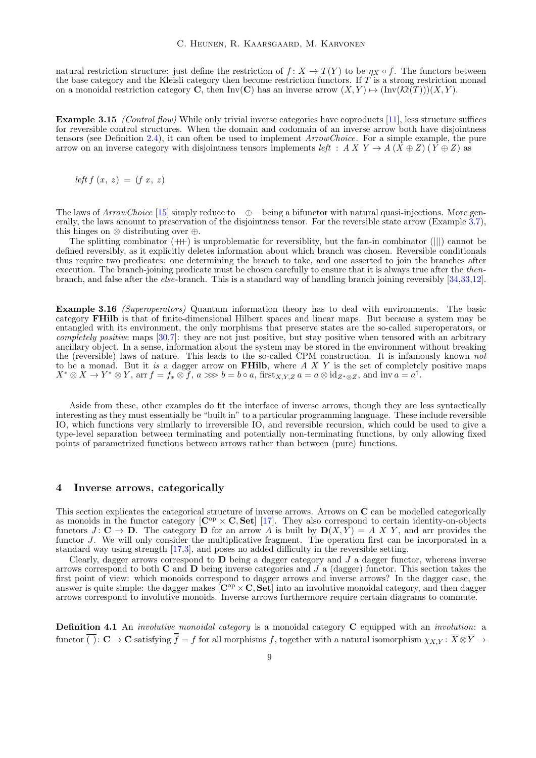natural restriction structure: just define the restriction of $f\colon X \to T(Y)$ to be $\eta_X \circ \bar{f}$. The functors between the base category and the Kleisli category then become restriction functors. If $T$ is a strong restriction monad on a monoidal restriction category $\mathbf{C}$, then $\mathrm{Inv}(\mathbf{C})$ has an inverse arrow $(X,Y) \mapsto (\mathrm{Inv}(\mathcal{K}\ell(T)))(X,Y)$.

**Example 3.15** *(Control flow)* While only trivial inverse categories have coproducts [11], less structure suffices for reversible control structures. When the domain and codomain of an inverse arrow both have disjointness tensors (see Definition 2.4), it can often be used to implement *ArrowChoice*. For a simple example, the pure arrow on an inverse category with disjointness tensors implements *left* : $A\ X\ Y \to A\ (X \oplus Z)\ (Y \oplus Z)$ as

$$\mathit{left}\ f\ (x,\ z)\ =\ (f\ x,\ z)$$

The laws of *ArrowChoice* [15] simply reduce to $-\oplus-$ being a bifunctor with natural quasi-injections. More generally, the laws amount to preservation of the disjointness tensor. For the reversible state arrow (Example 3.7), this hinges on $\otimes$ distributing over $\oplus$.

The splitting combinator ($+\!\!+\!\!+$) is unproblematic for reversiblity, but the fan-in combinator ($|||$) cannot be defined reversibly, as it explicitly deletes information about which branch was chosen. Reversible conditionals thus require two predicates: one determining the branch to take, and one asserted to join the branches after execution. The branch-joining predicate must be chosen carefully to ensure that it is always true after the *then*-branch, and false after the *else*-branch. This is a standard way of handling branch joining reversibly [34,33,12].

**Example 3.16** *(Superoperators)* Quantum information theory has to deal with environments. The basic category **FHilb** is that of finite-dimensional Hilbert spaces and linear maps. But because a system may be entangled with its environment, the only morphisms that preserve states are the so-called superoperators, or *completely positive* maps [30,7]: they are not just positive, but stay positive when tensored with an arbitrary ancillary object. In a sense, information about the system may be stored in the environment without breaking the (reversible) laws of nature. This leads to the so-called CPM construction. It is infamously known *not* to be a monad. But it *is* a dagger arrow on **FHilb**, where $A\ X\ Y$ is the set of completely positive maps $X^* \otimes X \to Y^* \otimes Y$, $\mathrm{arr}\, f = f_* \otimes f$, $a \ggg b = b \circ a$, $\mathrm{first}_{X,Y,Z}\, a = a \otimes \mathrm{id}_{Z^* \otimes Z}$, and $\mathrm{inv}\, a = a^\dagger$.

Aside from these, other examples do fit the interface of inverse arrows, though they are less syntactically interesting as they must essentially be "built in" to a particular programming language. These include reversible IO, which functions very similarly to irreversible IO, and reversible recursion, which could be used to give a type-level separation between terminating and potentially non-terminating functions, by only allowing fixed points of parametrized functions between arrows rather than between (pure) functions.

## 4 Inverse arrows, categorically

This section explicates the categorical structure of inverse arrows. Arrows on $\mathbf{C}$ can be modelled categorically as monoids in the functor category $[\mathbf{C}^{\mathrm{op}} \times \mathbf{C}, \mathbf{Set}]$ [17]. They also correspond to certain identity-on-objects functors $J\colon \mathbf{C} \to \mathbf{D}$. The category $\mathbf{D}$ for an arrow $A$ is built by $\mathbf{D}(X,Y) = A\ X\ Y$, and arr provides the functor $J$. We will only consider the multiplicative fragment. The operation first can be incorporated in a standard way using strength [17,3], and poses no added difficulty in the reversible setting.

Clearly, dagger arrows correspond to $\mathbf{D}$ being a dagger category and $J$ a dagger functor, whereas inverse arrows correspond to both $\mathbf{C}$ and $\mathbf{D}$ being inverse categories and $J$ a (dagger) functor. This section takes the first point of view: which monoids correspond to dagger arrows and inverse arrows? In the dagger case, the answer is quite simple: the dagger makes $[\mathbf{C}^{\mathrm{op}} \times \mathbf{C}, \mathbf{Set}]$ into an involutive monoidal category, and then dagger arrows correspond to involutive monoids. Inverse arrows furthermore require certain diagrams to commute.

**Definition 4.1** An *involutive monoidal category* is a monoidal category $\mathbf{C}$ equipped with an *involution*: a functor $\overline{(\ )}\colon \mathbf{C} \to \mathbf{C}$ satisfying $\overline{\overline{f}} = f$ for all morphisms $f$, together with a natural isomorphism $\chi_{X,Y}\colon \overline{X} \otimes \overline{Y} \to$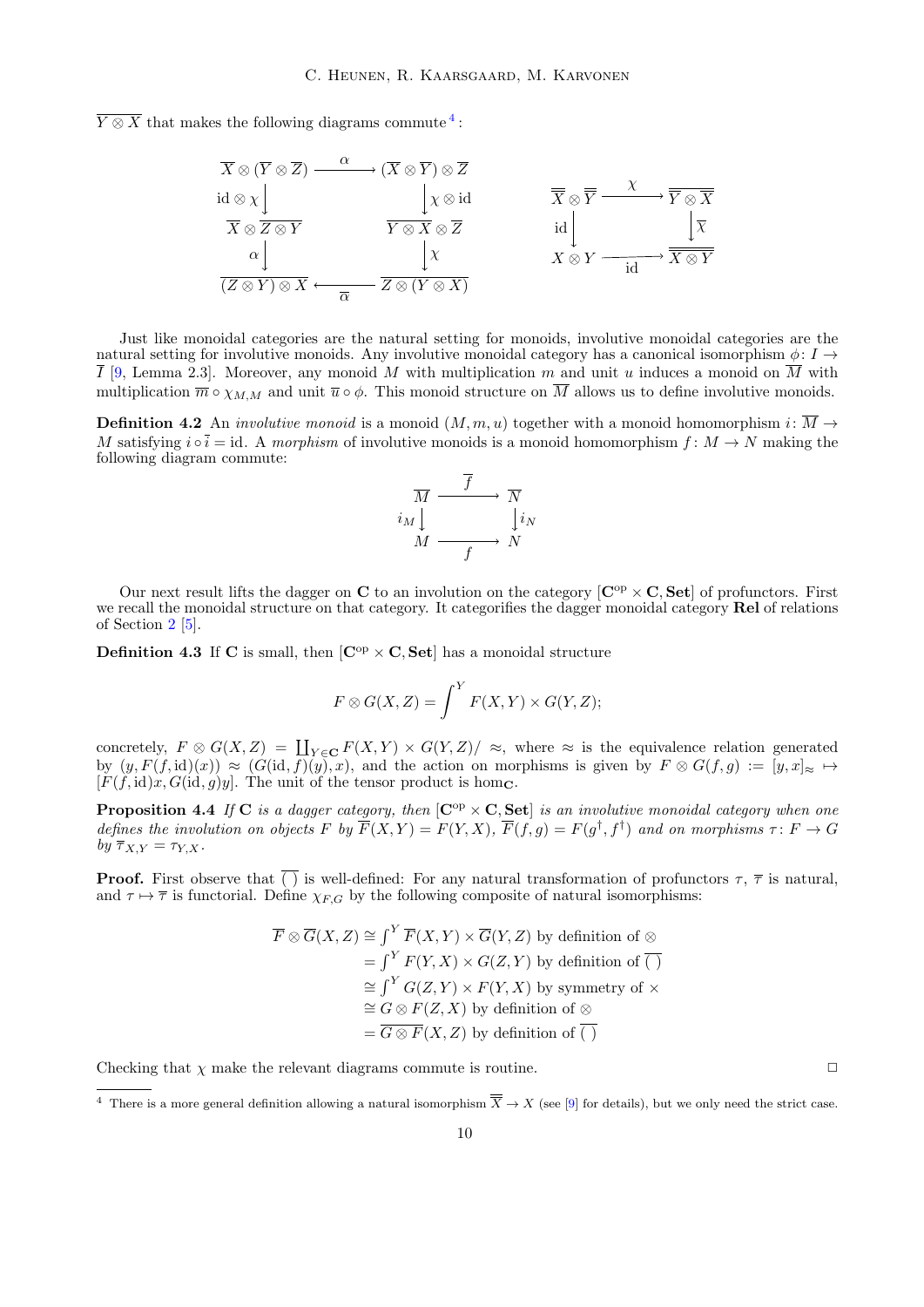$\overline{Y \otimes X}$ that makes the following diagrams commute [4]:

$$
\begin{array}{ccc}
\overline{X} \otimes (\overline{Y} \otimes \overline{Z}) & \xrightarrow{\alpha} & (\overline{X} \otimes \overline{Y}) \otimes \overline{Z} \\
\downarrow {\scriptstyle \mathrm{id} \otimes \chi} & & \downarrow {\scriptstyle \chi \otimes \mathrm{id}} \\
\overline{X} \otimes \overline{Z \otimes Y} & & \overline{Y \otimes X} \otimes \overline{Z} \\
\downarrow {\scriptstyle \alpha} & & \downarrow {\scriptstyle \chi} \\
\overline{(Z \otimes Y) \otimes X} & \xleftarrow[\overline{\alpha}]{} & \overline{Z \otimes (Y \otimes X)}
\end{array}
\qquad\qquad
\begin{array}{ccc}
\overline{\overline{X}} \otimes \overline{\overline{Y}} & \xrightarrow{\chi} & \overline{\overline{Y} \otimes \overline{X}} \\
\downarrow {\scriptstyle \mathrm{id}} & & \downarrow {\scriptstyle \overline{\chi}} \\
X \otimes Y & \xrightarrow[\mathrm{id}]{} & \overline{\overline{X \otimes Y}}
\end{array}
$$

Just like monoidal categories are the natural setting for monoids, involutive monoidal categories are the natural setting for involutive monoids. Any involutive monoidal category has a canonical isomorphism $\phi \colon I \to \overline{I}$ [9, Lemma 2.3]. Moreover, any monoid $M$ with multiplication $m$ and unit $u$ induces a monoid on $\overline{M}$ with multiplication $\overline{m} \circ \chi_{M,M}$ and unit $\overline{u} \circ \phi$. This monoid structure on $\overline{M}$ allows us to define involutive monoids.

**Definition 4.2** An *involutive monoid* is a monoid $(M, m, u)$ together with a monoid homomorphism $i \colon \overline{M} \to M$ satisfying $i \circ \overline{i} = \mathrm{id}$. A *morphism* of involutive monoids is a monoid homomorphism $f \colon M \to N$ making the following diagram commute:

$$
\begin{array}{ccc}
\overline{M} & \xrightarrow{\overline{f}} & \overline{N} \\
{\scriptstyle i_M} \downarrow & & \downarrow {\scriptstyle i_N} \\
M & \xrightarrow[f]{} & N
\end{array}
$$

Our next result lifts the dagger on $\mathbf{C}$ to an involution on the category $[\mathbf{C}^{\mathrm{op}} \times \mathbf{C}, \mathbf{Set}]$ of profunctors. First we recall the monoidal structure on that category. It categorifies the dagger monoidal category $\mathbf{Rel}$ of relations of Section 2 [5].

**Definition 4.3** If $\mathbf{C}$ is small, then $[\mathbf{C}^{\mathrm{op}} \times \mathbf{C}, \mathbf{Set}]$ has a monoidal structure

$$
F \otimes G(X, Z) = \int^{Y} F(X, Y) \times G(Y, Z);
$$

concretely, $F \otimes G(X, Z) = \coprod_{Y \in \mathbf{C}} F(X, Y) \times G(Y, Z) / \approx$, where $\approx$ is the equivalence relation generated by $(y, F(f, \mathrm{id})(x)) \approx (G(\mathrm{id}, f)(y), x)$, and the action on morphisms is given by $F \otimes G(f, g) := [y, x]_{\approx} \mapsto [F(f, \mathrm{id})x, G(\mathrm{id}, g)y]$. The unit of the tensor product is $\mathrm{hom}_{\mathbf{C}}$.

**Proposition 4.4** *If $\mathbf{C}$ is a dagger category, then $[\mathbf{C}^{\mathrm{op}} \times \mathbf{C}, \mathbf{Set}]$ is an involutive monoidal category when one defines the involution on objects $F$ by $\overline{F}(X, Y) = F(Y, X)$, $\overline{F}(f, g) = F(g^{\dagger}, f^{\dagger})$ and on morphisms $\tau \colon F \to G$ by $\overline{\tau}_{X,Y} = \tau_{Y,X}$.*

**Proof.** First observe that $\overline{(\ )}$ is well-defined: For any natural transformation of profunctors $\tau$, $\overline{\tau}$ is natural, and $\tau \mapsto \overline{\tau}$ is functorial. Define $\chi_{F,G}$ by the following composite of natural isomorphisms:

$$
\begin{aligned}
\overline{F} \otimes \overline{G}(X, Z) &\cong \textstyle\int^{Y} \overline{F}(X, Y) \times \overline{G}(Y, Z) \text{ by definition of } \otimes \\
&= \textstyle\int^{Y} F(Y, X) \times G(Z, Y) \text{ by definition of } \overline{(\ )} \\
&\cong \textstyle\int^{Y} G(Z, Y) \times F(Y, X) \text{ by symmetry of } \times \\
&\cong G \otimes F(Z, X) \text{ by definition of } \otimes \\
&= \overline{G \otimes F}(X, Z) \text{ by definition of } \overline{(\ )}
\end{aligned}
$$

Checking that $\chi$ make the relevant diagrams commute is routine. ◻

[4] There is a more general definition allowing a natural isomorphism $\overline{\overline{X}} \to X$ (see [9] for details), but we only need the strict case.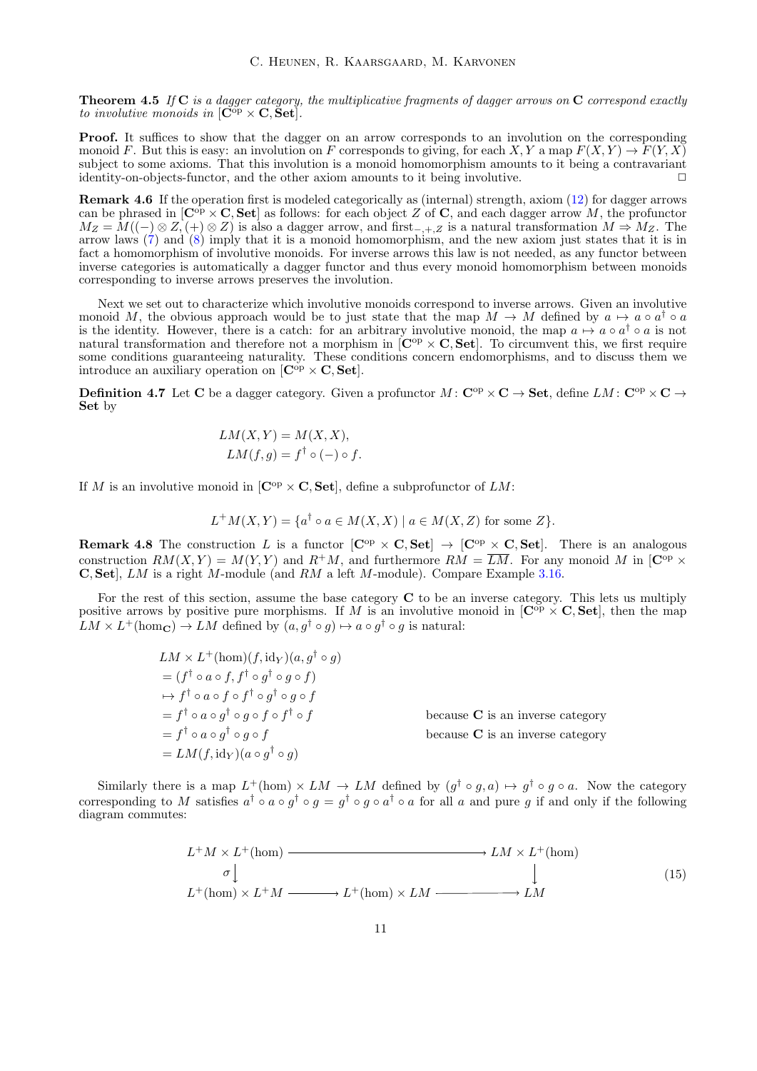**Theorem 4.5** *If* $\mathbf{C}$ *is a dagger category, the multiplicative fragments of dagger arrows on* $\mathbf{C}$ *correspond exactly to involutive monoids in* $[\mathbf{C}^{\mathrm{op}} \times \mathbf{C}, \mathbf{Set}]$.

**Proof.** It suffices to show that the dagger on an arrow corresponds to an involution on the corresponding monoid $F$. But this is easy: an involution on $F$ corresponds to giving, for each $X, Y$ a map $F(X,Y) \to F(Y,X)$ subject to some axioms. That this involution is a monoid homomorphism amounts to it being a contravariant identity-on-objects-functor, and the other axiom amounts to it being involutive. □

**Remark 4.6** If the operation first is modeled categorically as (internal) strength, axiom (12) for dagger arrows can be phrased in $[\mathbf{C}^{\mathrm{op}} \times \mathbf{C}, \mathbf{Set}]$ as follows: for each object $Z$ of $\mathbf{C}$, and each dagger arrow $M$, the profunctor $M_Z = M((-) \otimes Z, (+) \otimes Z)$ is also a dagger arrow, and $\mathrm{first}_{-,+,Z}$ is a natural transformation $M \Rightarrow M_Z$. The arrow laws (7) and (8) imply that it is a monoid homomorphism, and the new axiom just states that it is in fact a homomorphism of involutive monoids. For inverse arrows this law is not needed, as any functor between inverse categories is automatically a dagger functor and thus every monoid homomorphism between monoids corresponding to inverse arrows preserves the involution.

Next we set out to characterize which involutive monoids correspond to inverse arrows. Given an involutive monoid $M$, the obvious approach would be to just state that the map $M \to M$ defined by $a \mapsto a \circ a^\dagger \circ a$ is the identity. However, there is a catch: for an arbitrary involutive monoid, the map $a \mapsto a \circ a^\dagger \circ a$ is not natural transformation and therefore not a morphism in $[\mathbf{C}^{\mathrm{op}} \times \mathbf{C}, \mathbf{Set}]$. To circumvent this, we first require some conditions guaranteeing naturality. These conditions concern endomorphisms, and to discuss them we introduce an auxiliary operation on $[\mathbf{C}^{\mathrm{op}} \times \mathbf{C}, \mathbf{Set}]$.

**Definition 4.7** Let $\mathbf{C}$ be a dagger category. Given a profunctor $M \colon \mathbf{C}^{\mathrm{op}} \times \mathbf{C} \to \mathbf{Set}$, define $LM \colon \mathbf{C}^{\mathrm{op}} \times \mathbf{C} \to \mathbf{Set}$ by

$$LM(X,Y) = M(X,X),$$
$$LM(f,g) = f^\dagger \circ (-) \circ f.$$

If $M$ is an involutive monoid in $[\mathbf{C}^{\mathrm{op}} \times \mathbf{C}, \mathbf{Set}]$, define a subprofunctor of $LM$:

$$L^+M(X,Y) = \{a^\dagger \circ a \in M(X,X) \mid a \in M(X,Z) \text{ for some } Z\}.$$

**Remark 4.8** The construction $L$ is a functor $[\mathbf{C}^{\mathrm{op}} \times \mathbf{C}, \mathbf{Set}] \to [\mathbf{C}^{\mathrm{op}} \times \mathbf{C}, \mathbf{Set}]$. There is an analogous construction $RM(X,Y) = M(Y,Y)$ and $R^+M$, and furthermore $RM = \overline{LM}$. For any monoid $M$ in $[\mathbf{C}^{\mathrm{op}} \times \mathbf{C}, \mathbf{Set}]$, $LM$ is a right $M$-module (and $RM$ a left $M$-module). Compare Example 3.16.

For the rest of this section, assume the base category $\mathbf{C}$ to be an inverse category. This lets us multiply positive arrows by positive pure morphisms. If $M$ is an involutive monoid in $[\mathbf{C}^{\mathrm{op}} \times \mathbf{C}, \mathbf{Set}]$, then the map $LM \times L^+(\mathrm{hom}_{\mathbf{C}}) \to LM$ defined by $(a, g^\dagger \circ g) \mapsto a \circ g^\dagger \circ g$ is natural:

$$\begin{aligned}
& LM \times L^+(\mathrm{hom})(f, \mathrm{id}_Y)(a, g^\dagger \circ g) \\
&= (f^\dagger \circ a \circ f, f^\dagger \circ g^\dagger \circ g \circ f) \\
&\mapsto f^\dagger \circ a \circ f \circ f^\dagger \circ g^\dagger \circ g \circ f \\
&= f^\dagger \circ a \circ g^\dagger \circ g \circ f \circ f^\dagger \circ f && \text{because } \mathbf{C} \text{ is an inverse category} \\
&= f^\dagger \circ a \circ g^\dagger \circ g \circ f && \text{because } \mathbf{C} \text{ is an inverse category} \\
&= LM(f, \mathrm{id}_Y)(a \circ g^\dagger \circ g)
\end{aligned}$$

Similarly there is a map $L^+(\mathrm{hom}) \times LM \to LM$ defined by $(g^\dagger \circ g, a) \mapsto g^\dagger \circ g \circ a$. Now the category corresponding to $M$ satisfies $a^\dagger \circ a \circ g^\dagger \circ g = g^\dagger \circ g \circ a^\dagger \circ a$ for all $a$ and pure $g$ if and only if the following diagram commutes:

$$\begin{array}{ccccc}
L^+M \times L^+(\mathrm{hom}) & \longrightarrow & & & LM \times L^+(\mathrm{hom}) \\
\sigma \downarrow & & & & \downarrow \\
L^+(\mathrm{hom}) \times L^+M & \longrightarrow & L^+(\mathrm{hom}) \times LM & \longrightarrow & LM
\end{array} \tag{15}$$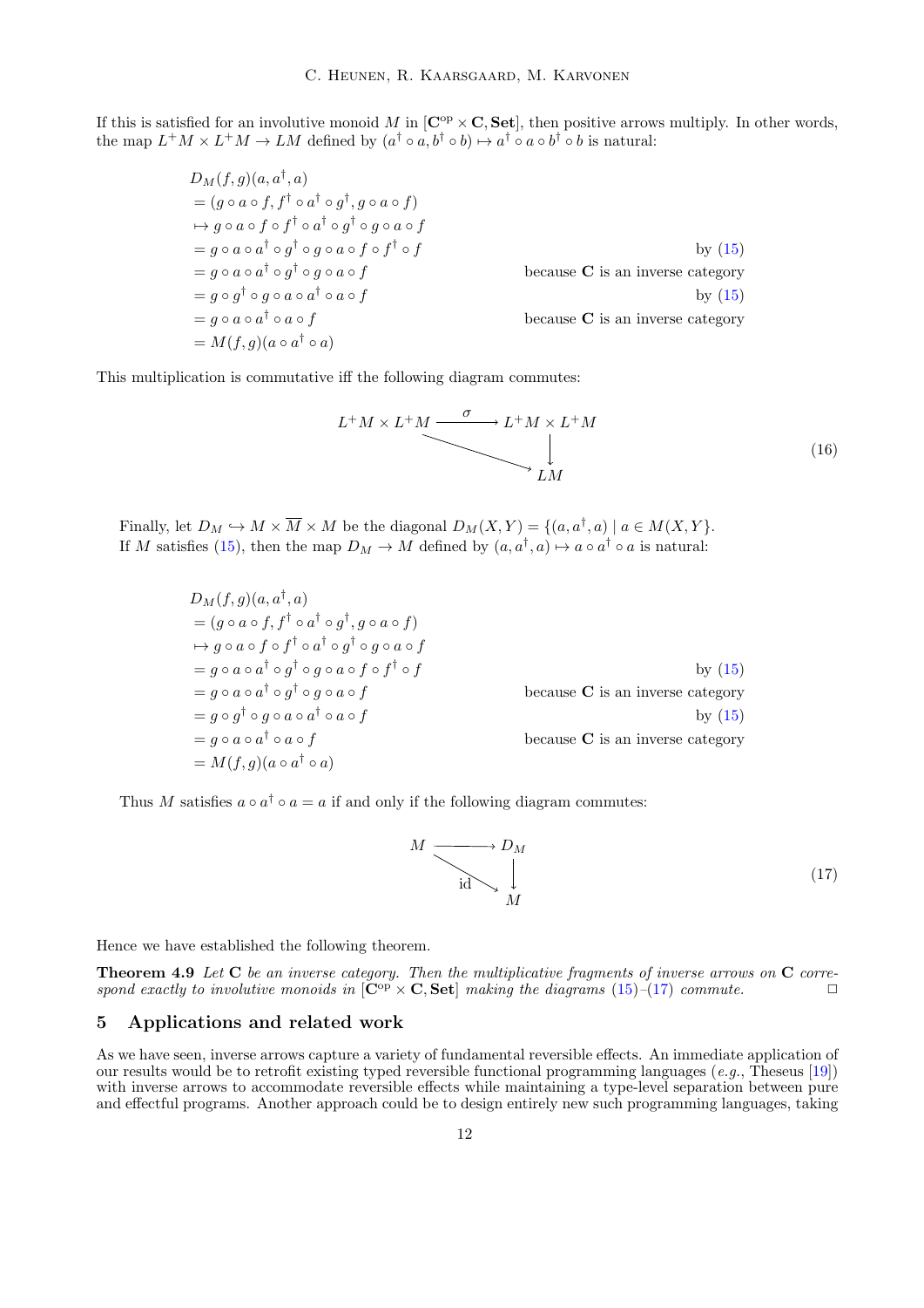If this is satisfied for an involutive monoid $M$ in $[\mathbf{C}^{\mathrm{op}} \times \mathbf{C}, \mathbf{Set}]$, then positive arrows multiply. In other words, the map $L^+M \times L^+M \to LM$ defined by $(a^\dagger \circ a, b^\dagger \circ b) \mapsto a^\dagger \circ a \circ b^\dagger \circ b$ is natural:

$$
\begin{aligned}
& D_M(f,g)(a, a^\dagger, a) \\
&= (g \circ a \circ f, f^\dagger \circ a^\dagger \circ g^\dagger, g \circ a \circ f) \\
&\mapsto g \circ a \circ f \circ f^\dagger \circ a^\dagger \circ g^\dagger \circ g \circ a \circ f \\
&= g \circ a \circ a^\dagger \circ g^\dagger \circ g \circ a \circ f \circ f^\dagger \circ f && \text{by (15)} \\
&= g \circ a \circ a^\dagger \circ g^\dagger \circ g \circ a \circ f && \text{because } \mathbf{C} \text{ is an inverse category} \\
&= g \circ g^\dagger \circ g \circ a \circ a^\dagger \circ a \circ f && \text{by (15)} \\
&= g \circ a \circ a^\dagger \circ a \circ f && \text{because } \mathbf{C} \text{ is an inverse category} \\
&= M(f,g)(a \circ a^\dagger \circ a)
\end{aligned}
$$

This multiplication is commutative iff the following diagram commutes:

$$
\begin{array}{ccc}
L^+M \times L^+M & \xrightarrow{\sigma} & L^+M \times L^+M \\
& \searrow & \downarrow \\
& & LM
\end{array}
\tag{16}
$$

Finally, let $D_M \hookrightarrow M \times \overline{M} \times M$ be the diagonal $D_M(X,Y) = \{(a, a^\dagger, a) \mid a \in M(X,Y\}$. If $M$ satisfies (15), then the map $D_M \to M$ defined by $(a, a^\dagger, a) \mapsto a \circ a^\dagger \circ a$ is natural:

$$
\begin{aligned}
& D_M(f,g)(a, a^\dagger, a) \\
&= (g \circ a \circ f, f^\dagger \circ a^\dagger \circ g^\dagger, g \circ a \circ f) \\
&\mapsto g \circ a \circ f \circ f^\dagger \circ a^\dagger \circ g^\dagger \circ g \circ a \circ f \\
&= g \circ a \circ a^\dagger \circ g^\dagger \circ g \circ a \circ f \circ f^\dagger \circ f && \text{by (15)} \\
&= g \circ a \circ a^\dagger \circ g^\dagger \circ g \circ a \circ f && \text{because } \mathbf{C} \text{ is an inverse category} \\
&= g \circ g^\dagger \circ g \circ a \circ a^\dagger \circ a \circ f && \text{by (15)} \\
&= g \circ a \circ a^\dagger \circ a \circ f && \text{because } \mathbf{C} \text{ is an inverse category} \\
&= M(f,g)(a \circ a^\dagger \circ a)
\end{aligned}
$$

Thus $M$ satisfies $a \circ a^\dagger \circ a = a$ if and only if the following diagram commutes:

$$
\begin{array}{ccc}
M & \longrightarrow & D_M \\
& \overset{\mathrm{id}}{\searrow} & \downarrow \\
& & M
\end{array}
\tag{17}
$$

Hence we have established the following theorem.

**Theorem 4.9** *Let $\mathbf{C}$ be an inverse category. Then the multiplicative fragments of inverse arrows on $\mathbf{C}$ correspond exactly to involutive monoids in $[\mathbf{C}^{\mathrm{op}} \times \mathbf{C}, \mathbf{Set}]$ making the diagrams (15)–(17) commute.* □

## 5 Applications and related work

As we have seen, inverse arrows capture a variety of fundamental reversible effects. An immediate application of our results would be to retrofit existing typed reversible functional programming languages (*e.g.*, Theseus [19]) with inverse arrows to accommodate reversible effects while maintaining a type-level separation between pure and effectful programs. Another approach could be to design entirely new such programming languages, taking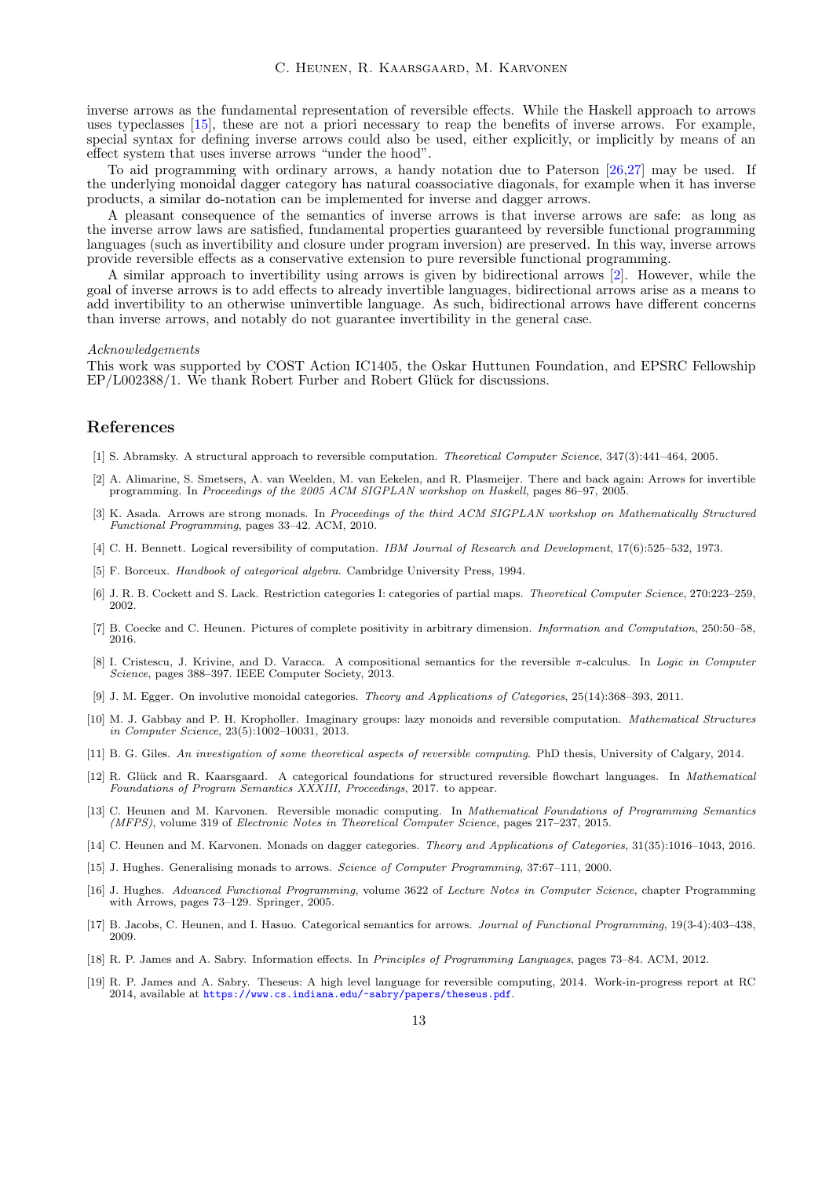inverse arrows as the fundamental representation of reversible effects. While the Haskell approach to arrows uses typeclasses [15], these are not a priori necessary to reap the benefits of inverse arrows. For example, special syntax for defining inverse arrows could also be used, either explicitly, or implicitly by means of an effect system that uses inverse arrows "under the hood".

To aid programming with ordinary arrows, a handy notation due to Paterson [26,27] may be used. If the underlying monoidal dagger category has natural coassociative diagonals, for example when it has inverse products, a similar `do`-notation can be implemented for inverse and dagger arrows.

A pleasant consequence of the semantics of inverse arrows is that inverse arrows are safe: as long as the inverse arrow laws are satisfied, fundamental properties guaranteed by reversible functional programming languages (such as invertibility and closure under program inversion) are preserved. In this way, inverse arrows provide reversible effects as a conservative extension to pure reversible functional programming.

A similar approach to invertibility using arrows is given by bidirectional arrows [2]. However, while the goal of inverse arrows is to add effects to already invertible languages, bidirectional arrows arise as a means to add invertibility to an otherwise uninvertible language. As such, bidirectional arrows have different concerns than inverse arrows, and notably do not guarantee invertibility in the general case.

*Acknowledgements*
This work was supported by COST Action IC1405, the Oskar Huttunen Foundation, and EPSRC Fellowship EP/L002388/1. We thank Robert Furber and Robert Glück for discussions.

## References

[1] S. Abramsky. A structural approach to reversible computation. *Theoretical Computer Science*, 347(3):441–464, 2005.

[2] A. Alimarine, S. Smetsers, A. van Weelden, M. van Eekelen, and R. Plasmeijer. There and back again: Arrows for invertible programming. In *Proceedings of the 2005 ACM SIGPLAN workshop on Haskell*, pages 86–97, 2005.

[3] K. Asada. Arrows are strong monads. In *Proceedings of the third ACM SIGPLAN workshop on Mathematically Structured Functional Programming*, pages 33–42. ACM, 2010.

[4] C. H. Bennett. Logical reversibility of computation. *IBM Journal of Research and Development*, 17(6):525–532, 1973.

[5] F. Borceux. *Handbook of categorical algebra*. Cambridge University Press, 1994.

[6] J. R. B. Cockett and S. Lack. Restriction categories I: categories of partial maps. *Theoretical Computer Science*, 270:223–259, 2002.

[7] B. Coecke and C. Heunen. Pictures of complete positivity in arbitrary dimension. *Information and Computation*, 250:50–58, 2016.

[8] I. Cristescu, J. Krivine, and D. Varacca. A compositional semantics for the reversible $\pi$-calculus. In *Logic in Computer Science*, pages 388–397. IEEE Computer Society, 2013.

[9] J. M. Egger. On involutive monoidal categories. *Theory and Applications of Categories*, 25(14):368–393, 2011.

[10] M. J. Gabbay and P. H. Kropholler. Imaginary groups: lazy monoids and reversible computation. *Mathematical Structures in Computer Science*, 23(5):1002–10031, 2013.

[11] B. G. Giles. *An investigation of some theoretical aspects of reversible computing*. PhD thesis, University of Calgary, 2014.

[12] R. Glück and R. Kaarsgaard. A categorical foundations for structured reversible flowchart languages. In *Mathematical Foundations of Program Semantics XXXIII, Proceedings*, 2017. to appear.

[13] C. Heunen and M. Karvonen. Reversible monadic computing. In *Mathematical Foundations of Programming Semantics (MFPS)*, volume 319 of *Electronic Notes in Theoretical Computer Science*, pages 217–237, 2015.

[14] C. Heunen and M. Karvonen. Monads on dagger categories. *Theory and Applications of Categories*, 31(35):1016–1043, 2016.

[15] J. Hughes. Generalising monads to arrows. *Science of Computer Programming*, 37:67–111, 2000.

[16] J. Hughes. *Advanced Functional Programming*, volume 3622 of *Lecture Notes in Computer Science*, chapter Programming with Arrows, pages 73–129. Springer, 2005.

[17] B. Jacobs, C. Heunen, and I. Hasuo. Categorical semantics for arrows. *Journal of Functional Programming*, 19(3-4):403–438, 2009.

[18] R. P. James and A. Sabry. Information effects. In *Principles of Programming Languages*, pages 73–84. ACM, 2012.

[19] R. P. James and A. Sabry. Theseus: A high level language for reversible computing, 2014. Work-in-progress report at RC 2014, available at https://www.cs.indiana.edu/~sabry/papers/theseus.pdf.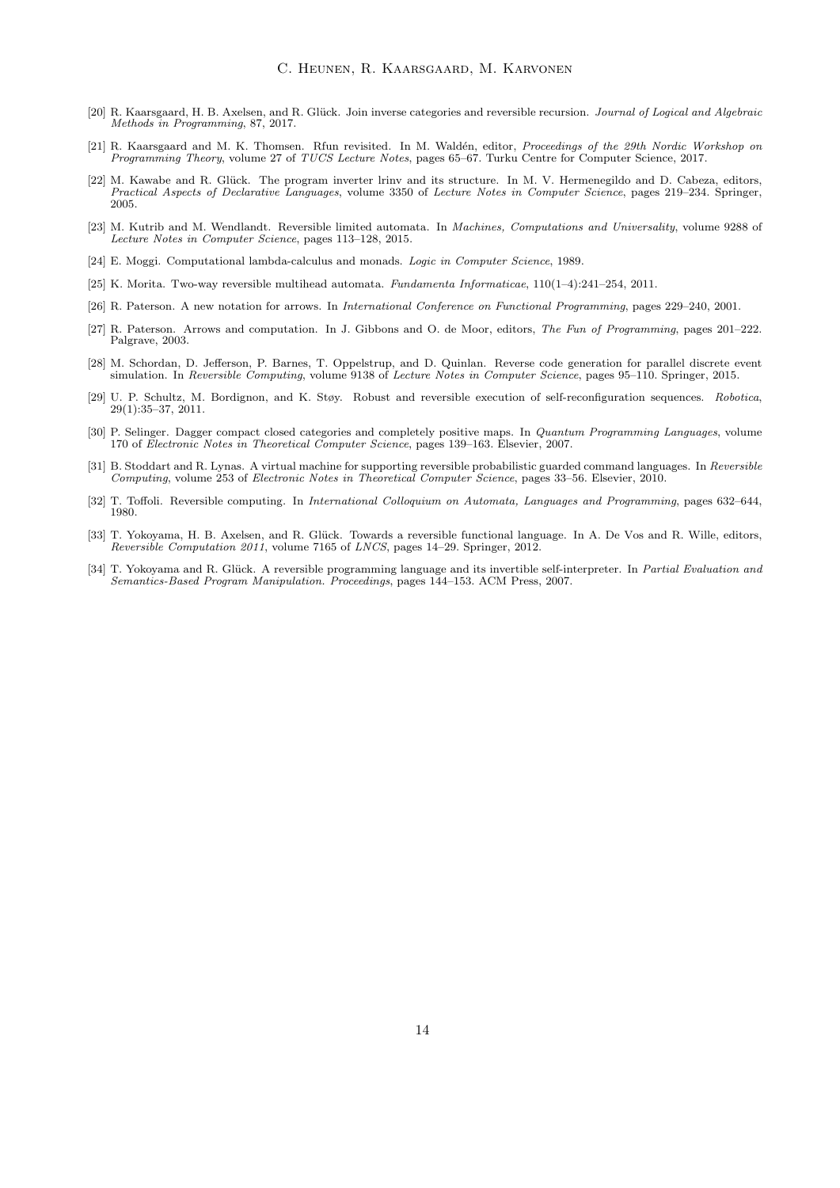[20] R. Kaarsgaard, H. B. Axelsen, and R. Glück. Join inverse categories and reversible recursion. *Journal of Logical and Algebraic Methods in Programming*, 87, 2017.

[21] R. Kaarsgaard and M. K. Thomsen. Rfun revisited. In M. Waldén, editor, *Proceedings of the 29th Nordic Workshop on Programming Theory*, volume 27 of *TUCS Lecture Notes*, pages 65–67. Turku Centre for Computer Science, 2017.

[22] M. Kawabe and R. Glück. The program inverter lrinv and its structure. In M. V. Hermenegildo and D. Cabeza, editors, *Practical Aspects of Declarative Languages*, volume 3350 of *Lecture Notes in Computer Science*, pages 219–234. Springer, 2005.

[23] M. Kutrib and M. Wendlandt. Reversible limited automata. In *Machines, Computations and Universality*, volume 9288 of *Lecture Notes in Computer Science*, pages 113–128, 2015.

[24] E. Moggi. Computational lambda-calculus and monads. *Logic in Computer Science*, 1989.

[25] K. Morita. Two-way reversible multihead automata. *Fundamenta Informaticae*, 110(1–4):241–254, 2011.

[26] R. Paterson. A new notation for arrows. In *International Conference on Functional Programming*, pages 229–240, 2001.

[27] R. Paterson. Arrows and computation. In J. Gibbons and O. de Moor, editors, *The Fun of Programming*, pages 201–222. Palgrave, 2003.

[28] M. Schordan, D. Jefferson, P. Barnes, T. Oppelstrup, and D. Quinlan. Reverse code generation for parallel discrete event simulation. In *Reversible Computing*, volume 9138 of *Lecture Notes in Computer Science*, pages 95–110. Springer, 2015.

[29] U. P. Schultz, M. Bordignon, and K. Støy. Robust and reversible execution of self-reconfiguration sequences. *Robotica*, 29(1):35–37, 2011.

[30] P. Selinger. Dagger compact closed categories and completely positive maps. In *Quantum Programming Languages*, volume 170 of *Electronic Notes in Theoretical Computer Science*, pages 139–163. Elsevier, 2007.

[31] B. Stoddart and R. Lynas. A virtual machine for supporting reversible probabilistic guarded command languages. In *Reversible Computing*, volume 253 of *Electronic Notes in Theoretical Computer Science*, pages 33–56. Elsevier, 2010.

[32] T. Toffoli. Reversible computing. In *International Colloquium on Automata, Languages and Programming*, pages 632–644, 1980.

[33] T. Yokoyama, H. B. Axelsen, and R. Glück. Towards a reversible functional language. In A. De Vos and R. Wille, editors, *Reversible Computation 2011*, volume 7165 of *LNCS*, pages 14–29. Springer, 2012.

[34] T. Yokoyama and R. Glück. A reversible programming language and its invertible self-interpreter. In *Partial Evaluation and Semantics-Based Program Manipulation. Proceedings*, pages 144–153. ACM Press, 2007.